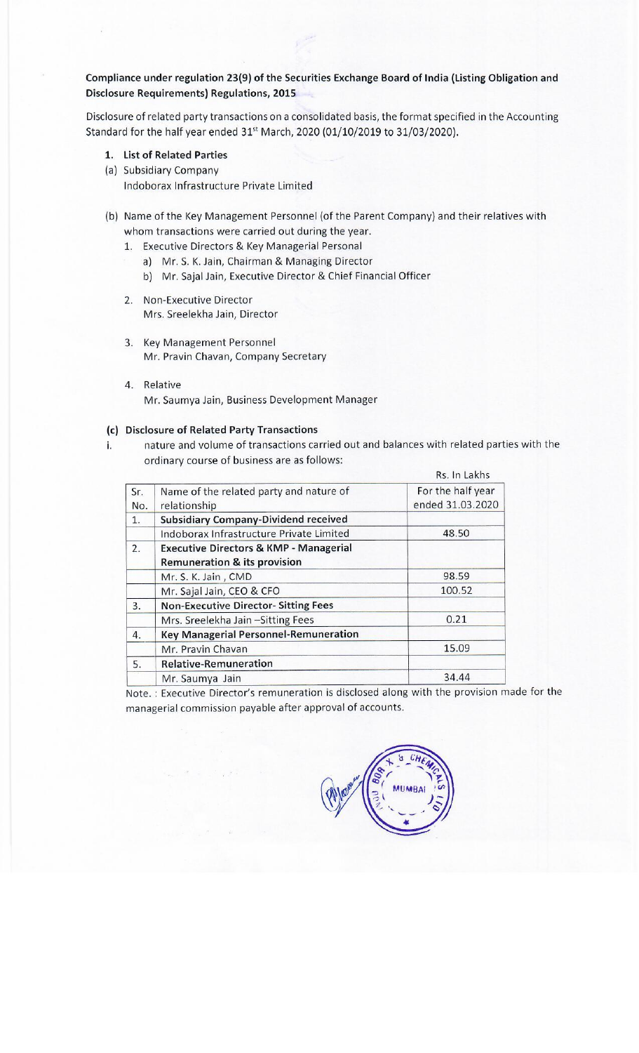**Compliance under regulation 23(9) of the Securities Exchange Board of India (Listing Obligation and Disclosure Requirements) Regulations, 2015**

Disclosure of related party transactions on a consolidated basis, the format specified in the Accounting Standard for the half year ended 31st March, 2020 (01/10/2019 to 31/03/2020).

1. **List of Related Parties**

(a) Subsidiary Company
Indoborax Infrastructure Private Limited

(b) Name of the Key Management Personnel (of the Parent Company) and their relatives with whom transactions were carried out during the year.

1. Executive Directors & Key Managerial Personal
   - a) Mr. S. K. Jain, Chairman & Managing Director
   - b) Mr. Sajal Jain, Executive Director & Chief Financial Officer
2. Non-Executive Director
   Mrs. Sreelekha Jain, Director
3. Key Management Personnel
   Mr. Pravin Chavan, Company Secretary
4. Relative
   Mr. Saumya Jain, Business Development Manager

**(c) Disclosure of Related Party Transactions**

i. nature and volume of transactions carried out and balances with related parties with the ordinary course of business are as follows:

Rs. In Lakhs

| Sr. No. | Name of the related party and nature of relationship | For the half year ended 31.03.2020 |
|---|---|---|
| 1. | **Subsidiary Company-Dividend received** | |
| | Indoborax Infrastructure Private Limited | 48.50 |
| 2. | **Executive Directors & KMP - Managerial Remuneration & its provision** | |
| | Mr. S. K. Jain , CMD | 98.59 |
| | Mr. Sajal Jain, CEO & CFO | 100.52 |
| 3. | **Non-Executive Director- Sitting Fees** | |
| | Mrs. Sreelekha Jain –Sitting Fees | 0.21 |
| 4. | **Key Managerial Personnel-Remuneration** | |
| | Mr. Pravin Chavan | 15.09 |
| 5. | **Relative-Remuneration** | |
| | Mr. Saumya Jain | 34.44 |

Note. : Executive Director's remuneration is disclosed along with the provision made for the managerial commission payable after approval of accounts.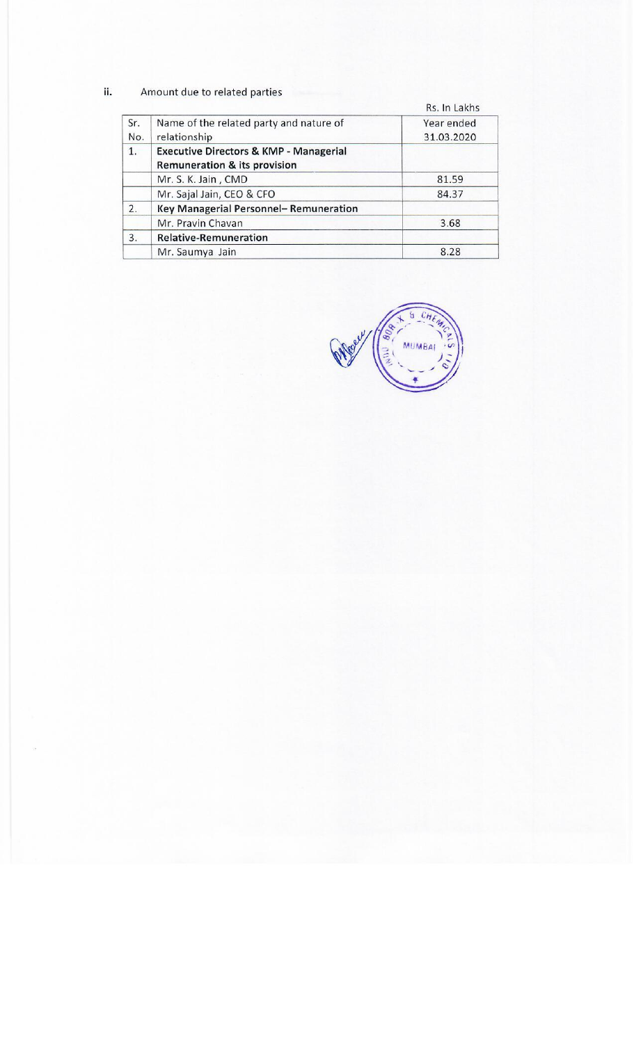ii. Amount due to related parties

Rs. In Lakhs

| Sr. No. | Name of the related party and nature of relationship | Year ended 31.03.2020 |
|---|---|---|
| 1. | **Executive Directors & KMP - Managerial Remuneration & its provision** | |
| | Mr. S. K. Jain , CMD | 81.59 |
| | Mr. Sajal Jain, CEO & CFO | 84.37 |
| 2. | **Key Managerial Personnel– Remuneration** | |
| | Mr. Pravin Chavan | 3.68 |
| 3. | **Relative-Remuneration** | |
| | Mr. Saumya Jain | 8.28 |